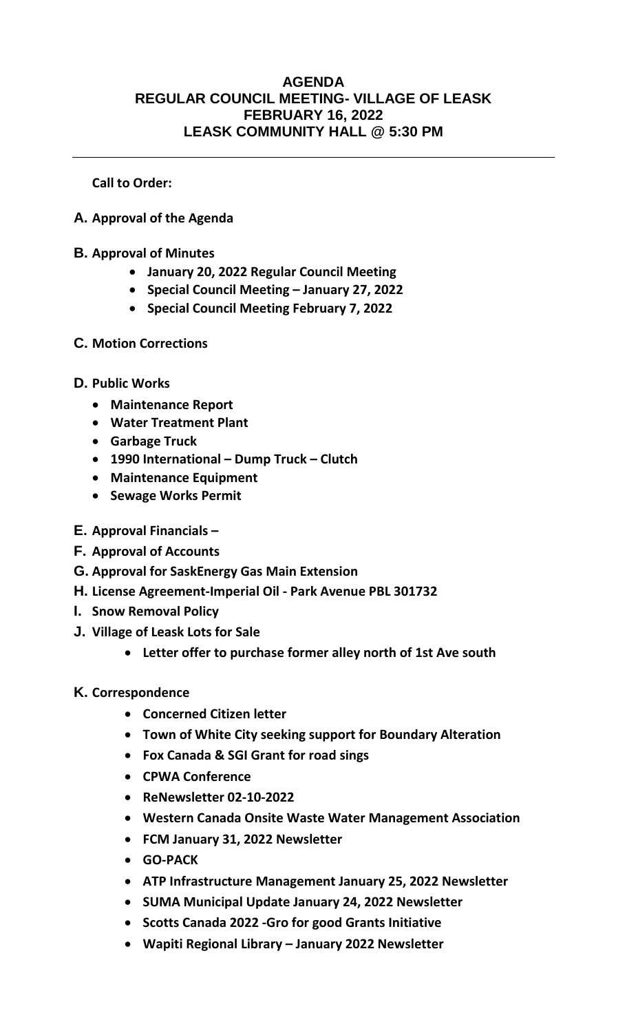# AGENDA
## REGULAR COUNCIL MEETING- VILLAGE OF LEASK
## FEBRUARY 16, 2022
## LEASK COMMUNITY HALL @ 5:30 PM

---

**Call to Order:**

**A. Approval of the Agenda**

**B. Approval of Minutes**

- **January 20, 2022 Regular Council Meeting**
- **Special Council Meeting – January 27, 2022**
- **Special Council Meeting February 7, 2022**

**C. Motion Corrections**

**D. Public Works**

- **Maintenance Report**
- **Water Treatment Plant**
- **Garbage Truck**
- **1990 International – Dump Truck – Clutch**
- **Maintenance Equipment**
- **Sewage Works Permit**

**E. Approval Financials –**

**F. Approval of Accounts**

**G. Approval for SaskEnergy Gas Main Extension**

**H. License Agreement-Imperial Oil - Park Avenue PBL 301732**

**I. Snow Removal Policy**

**J. Village of Leask Lots for Sale**

- **Letter offer to purchase former alley north of 1st Ave south**

**K. Correspondence**

- **Concerned Citizen letter**
- **Town of White City seeking support for Boundary Alteration**
- **Fox Canada & SGI Grant for road sings**
- **CPWA Conference**
- **ReNewsletter 02-10-2022**
- **Western Canada Onsite Waste Water Management Association**
- **FCM January 31, 2022 Newsletter**
- **GO-PACK**
- **ATP Infrastructure Management January 25, 2022 Newsletter**
- **SUMA Municipal Update January 24, 2022 Newsletter**
- **Scotts Canada 2022 -Gro for good Grants Initiative**
- **Wapiti Regional Library – January 2022 Newsletter**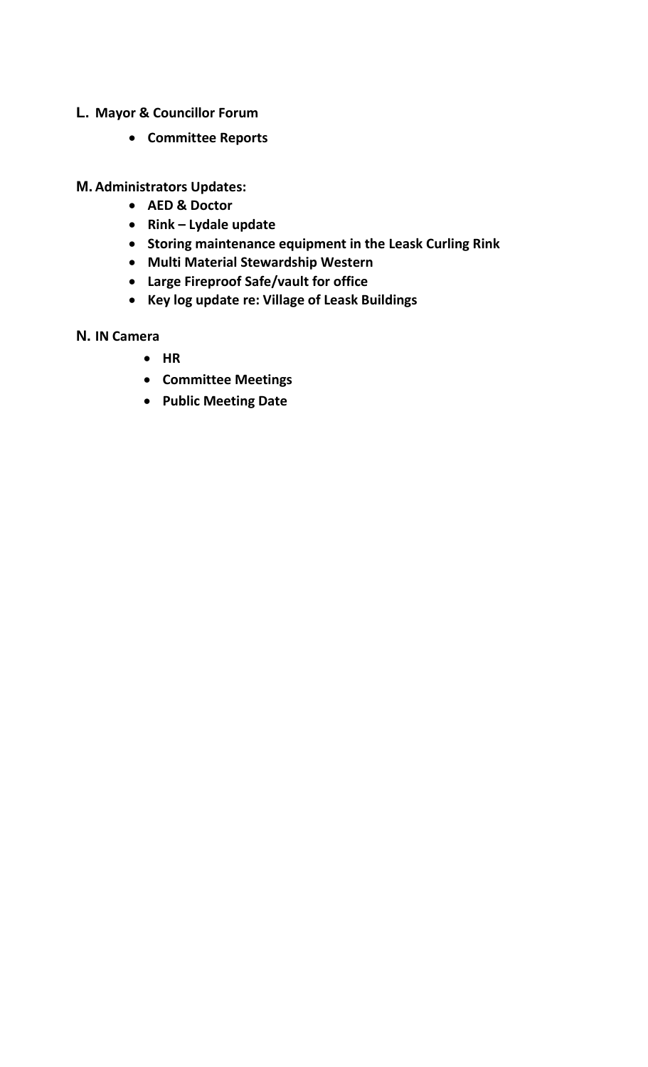**L. Mayor & Councillor Forum**

- **Committee Reports**

**M. Administrators Updates:**

- **AED & Doctor**
- **Rink – Lydale update**
- **Storing maintenance equipment in the Leask Curling Rink**
- **Multi Material Stewardship Western**
- **Large Fireproof Safe/vault for office**
- **Key log update re: Village of Leask Buildings**

**N. IN Camera**

- **HR**
- **Committee Meetings**
- **Public Meeting Date**